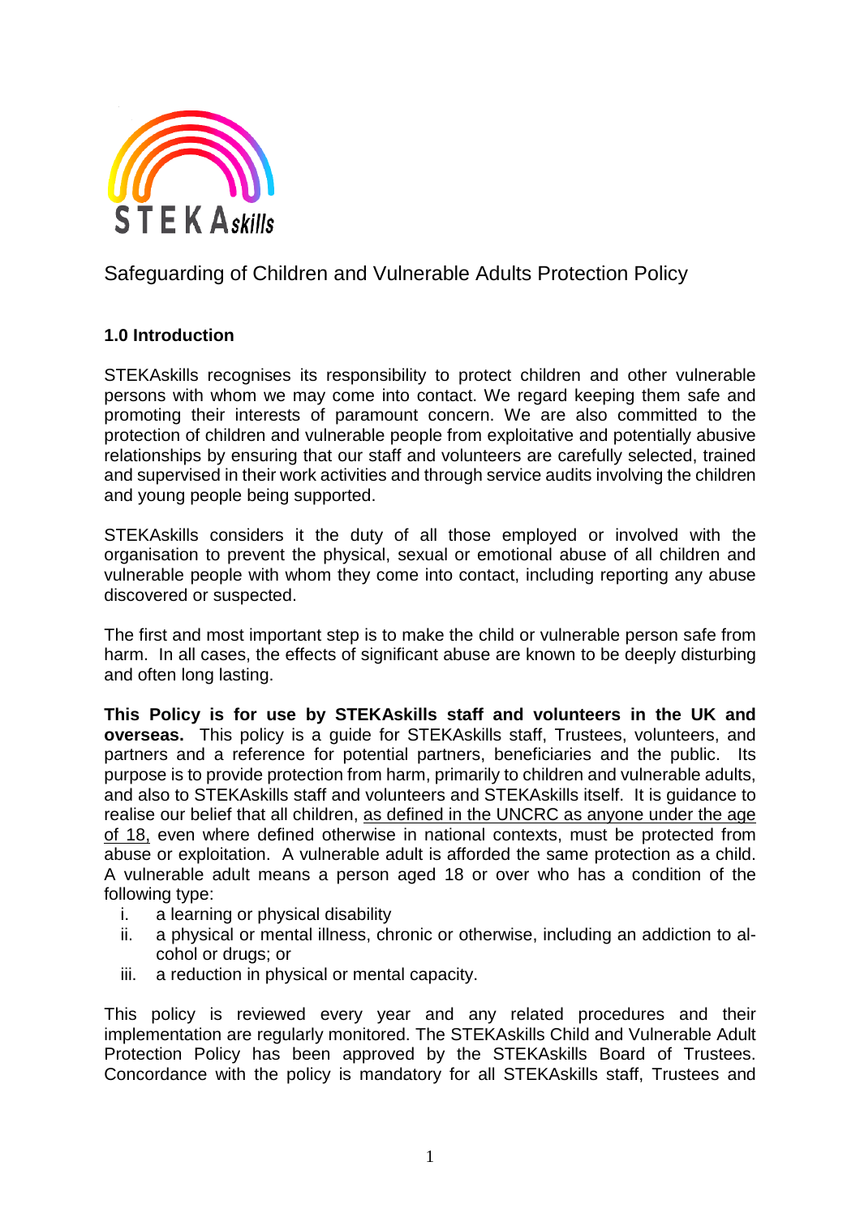STEKAskills

# Safeguarding of Children and Vulnerable Adults Protection Policy

## 1.0 Introduction

STEKAskills recognises its responsibility to protect children and other vulnerable persons with whom we may come into contact. We regard keeping them safe and promoting their interests of paramount concern. We are also committed to the protection of children and vulnerable people from exploitative and potentially abusive relationships by ensuring that our staff and volunteers are carefully selected, trained and supervised in their work activities and through service audits involving the children and young people being supported.

STEKAskills considers it the duty of all those employed or involved with the organisation to prevent the physical, sexual or emotional abuse of all children and vulnerable people with whom they come into contact, including reporting any abuse discovered or suspected.

The first and most important step is to make the child or vulnerable person safe from harm. In all cases, the effects of significant abuse are known to be deeply disturbing and often long lasting.

**This Policy is for use by STEKAskills staff and volunteers in the UK and overseas.** This policy is a guide for STEKAskills staff, Trustees, volunteers, and partners and a reference for potential partners, beneficiaries and the public. Its purpose is to provide protection from harm, primarily to children and vulnerable adults, and also to STEKAskills staff and volunteers and STEKAskills itself. It is guidance to realise our belief that all children, as defined in the UNCRC as anyone under the age of 18, even where defined otherwise in national contexts, must be protected from abuse or exploitation. A vulnerable adult is afforded the same protection as a child. A vulnerable adult means a person aged 18 or over who has a condition of the following type:

1. a learning or physical disability
2. a physical or mental illness, chronic or otherwise, including an addiction to alcohol or drugs; or
3. a reduction in physical or mental capacity.

This policy is reviewed every year and any related procedures and their implementation are regularly monitored. The STEKAskills Child and Vulnerable Adult Protection Policy has been approved by the STEKAskills Board of Trustees. Concordance with the policy is mandatory for all STEKAskills staff, Trustees and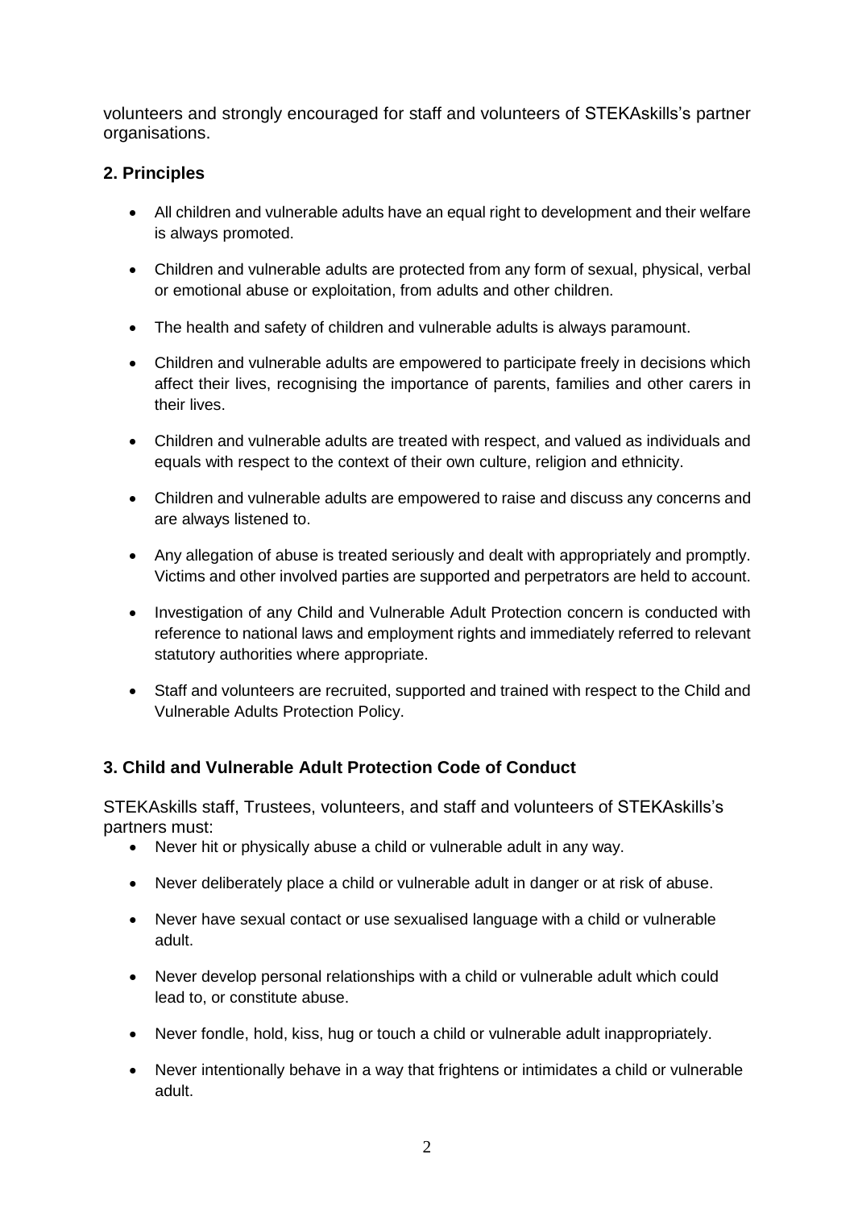volunteers and strongly encouraged for staff and volunteers of STEKAskills's partner organisations.

## 2. Principles

- All children and vulnerable adults have an equal right to development and their welfare is always promoted.
- Children and vulnerable adults are protected from any form of sexual, physical, verbal or emotional abuse or exploitation, from adults and other children.
- The health and safety of children and vulnerable adults is always paramount.
- Children and vulnerable adults are empowered to participate freely in decisions which affect their lives, recognising the importance of parents, families and other carers in their lives.
- Children and vulnerable adults are treated with respect, and valued as individuals and equals with respect to the context of their own culture, religion and ethnicity.
- Children and vulnerable adults are empowered to raise and discuss any concerns and are always listened to.
- Any allegation of abuse is treated seriously and dealt with appropriately and promptly. Victims and other involved parties are supported and perpetrators are held to account.
- Investigation of any Child and Vulnerable Adult Protection concern is conducted with reference to national laws and employment rights and immediately referred to relevant statutory authorities where appropriate.
- Staff and volunteers are recruited, supported and trained with respect to the Child and Vulnerable Adults Protection Policy.

## 3. Child and Vulnerable Adult Protection Code of Conduct

STEKAskills staff, Trustees, volunteers, and staff and volunteers of STEKAskills's partners must:

- Never hit or physically abuse a child or vulnerable adult in any way.
- Never deliberately place a child or vulnerable adult in danger or at risk of abuse.
- Never have sexual contact or use sexualised language with a child or vulnerable adult.
- Never develop personal relationships with a child or vulnerable adult which could lead to, or constitute abuse.
- Never fondle, hold, kiss, hug or touch a child or vulnerable adult inappropriately.
- Never intentionally behave in a way that frightens or intimidates a child or vulnerable adult.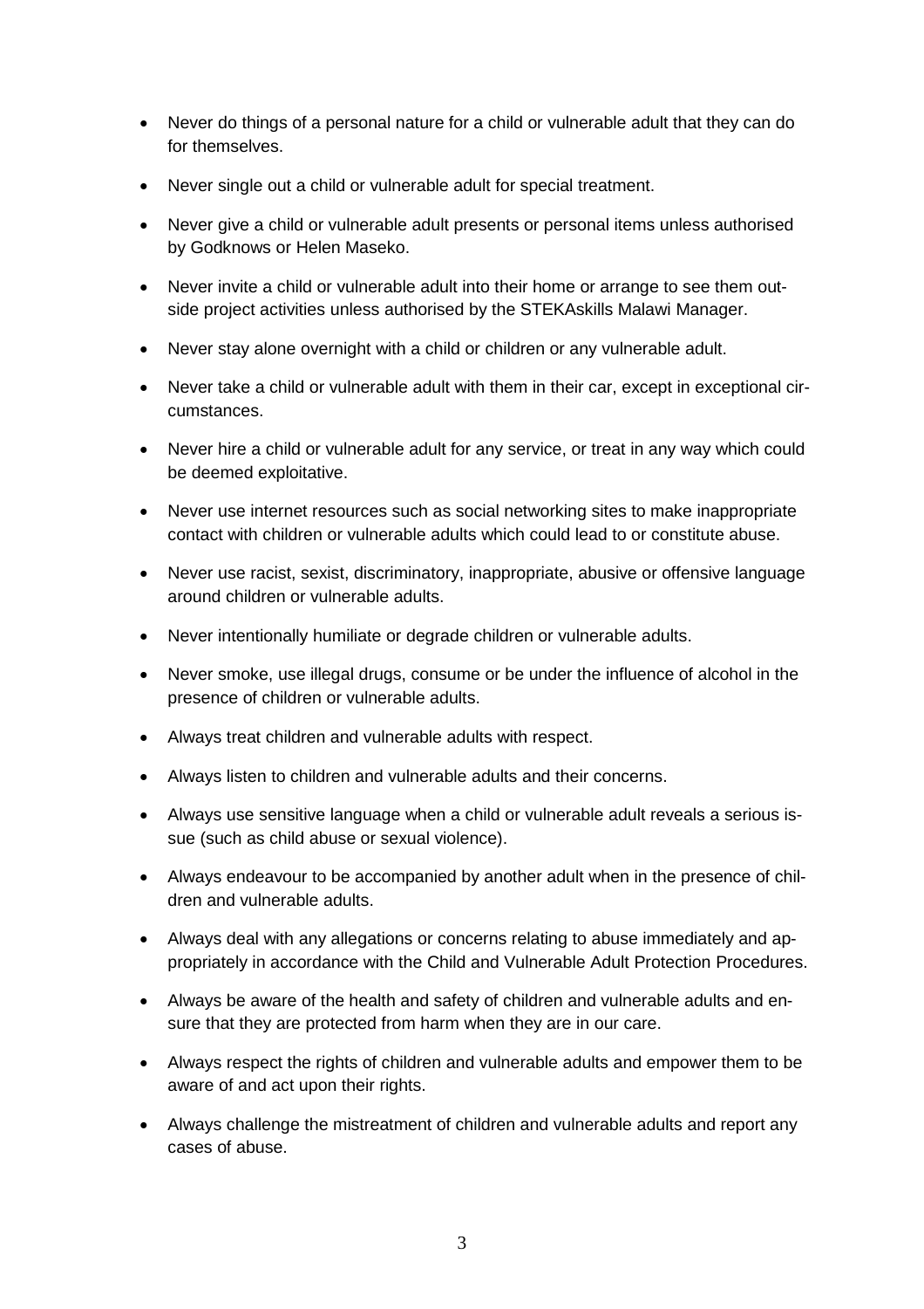- Never do things of a personal nature for a child or vulnerable adult that they can do for themselves.
- Never single out a child or vulnerable adult for special treatment.
- Never give a child or vulnerable adult presents or personal items unless authorised by Godknows or Helen Maseko.
- Never invite a child or vulnerable adult into their home or arrange to see them outside project activities unless authorised by the STEKAskills Malawi Manager.
- Never stay alone overnight with a child or children or any vulnerable adult.
- Never take a child or vulnerable adult with them in their car, except in exceptional circumstances.
- Never hire a child or vulnerable adult for any service, or treat in any way which could be deemed exploitative.
- Never use internet resources such as social networking sites to make inappropriate contact with children or vulnerable adults which could lead to or constitute abuse.
- Never use racist, sexist, discriminatory, inappropriate, abusive or offensive language around children or vulnerable adults.
- Never intentionally humiliate or degrade children or vulnerable adults.
- Never smoke, use illegal drugs, consume or be under the influence of alcohol in the presence of children or vulnerable adults.
- Always treat children and vulnerable adults with respect.
- Always listen to children and vulnerable adults and their concerns.
- Always use sensitive language when a child or vulnerable adult reveals a serious issue (such as child abuse or sexual violence).
- Always endeavour to be accompanied by another adult when in the presence of children and vulnerable adults.
- Always deal with any allegations or concerns relating to abuse immediately and appropriately in accordance with the Child and Vulnerable Adult Protection Procedures.
- Always be aware of the health and safety of children and vulnerable adults and ensure that they are protected from harm when they are in our care.
- Always respect the rights of children and vulnerable adults and empower them to be aware of and act upon their rights.
- Always challenge the mistreatment of children and vulnerable adults and report any cases of abuse.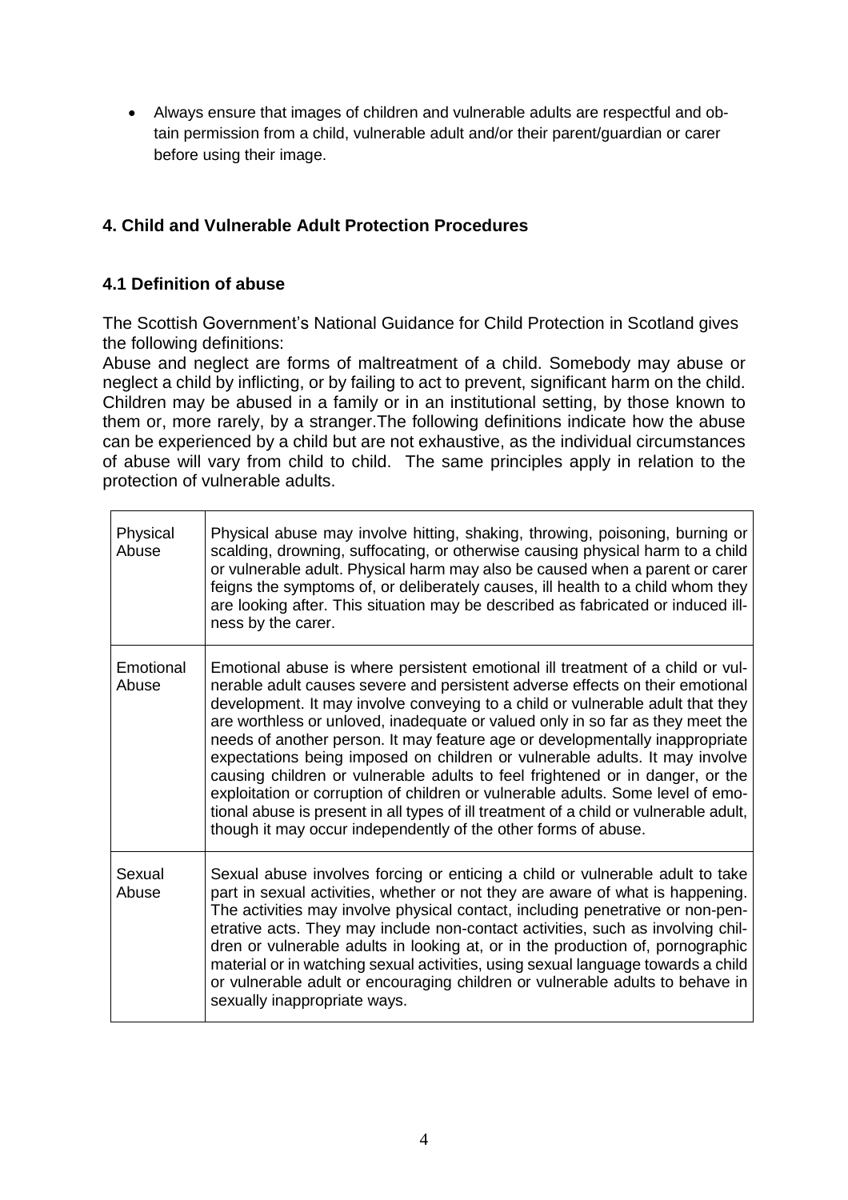- Always ensure that images of children and vulnerable adults are respectful and obtain permission from a child, vulnerable adult and/or their parent/guardian or carer before using their image.

## 4. Child and Vulnerable Adult Protection Procedures

### 4.1 Definition of abuse

The Scottish Government's National Guidance for Child Protection in Scotland gives the following definitions:

Abuse and neglect are forms of maltreatment of a child. Somebody may abuse or neglect a child by inflicting, or by failing to act to prevent, significant harm on the child. Children may be abused in a family or in an institutional setting, by those known to them or, more rarely, by a stranger.The following definitions indicate how the abuse can be experienced by a child but are not exhaustive, as the individual circumstances of abuse will vary from child to child. The same principles apply in relation to the protection of vulnerable adults.

| | |
|---|---|
| Physical Abuse | Physical abuse may involve hitting, shaking, throwing, poisoning, burning or scalding, drowning, suffocating, or otherwise causing physical harm to a child or vulnerable adult. Physical harm may also be caused when a parent or carer feigns the symptoms of, or deliberately causes, ill health to a child whom they are looking after. This situation may be described as fabricated or induced illness by the carer. |
| Emotional Abuse | Emotional abuse is where persistent emotional ill treatment of a child or vulnerable adult causes severe and persistent adverse effects on their emotional development. It may involve conveying to a child or vulnerable adult that they are worthless or unloved, inadequate or valued only in so far as they meet the needs of another person. It may feature age or developmentally inappropriate expectations being imposed on children or vulnerable adults. It may involve causing children or vulnerable adults to feel frightened or in danger, or the exploitation or corruption of children or vulnerable adults. Some level of emotional abuse is present in all types of ill treatment of a child or vulnerable adult, though it may occur independently of the other forms of abuse. |
| Sexual Abuse | Sexual abuse involves forcing or enticing a child or vulnerable adult to take part in sexual activities, whether or not they are aware of what is happening. The activities may involve physical contact, including penetrative or non-penetrative acts. They may include non-contact activities, such as involving children or vulnerable adults in looking at, or in the production of, pornographic material or in watching sexual activities, using sexual language towards a child or vulnerable adult or encouraging children or vulnerable adults to behave in sexually inappropriate ways. |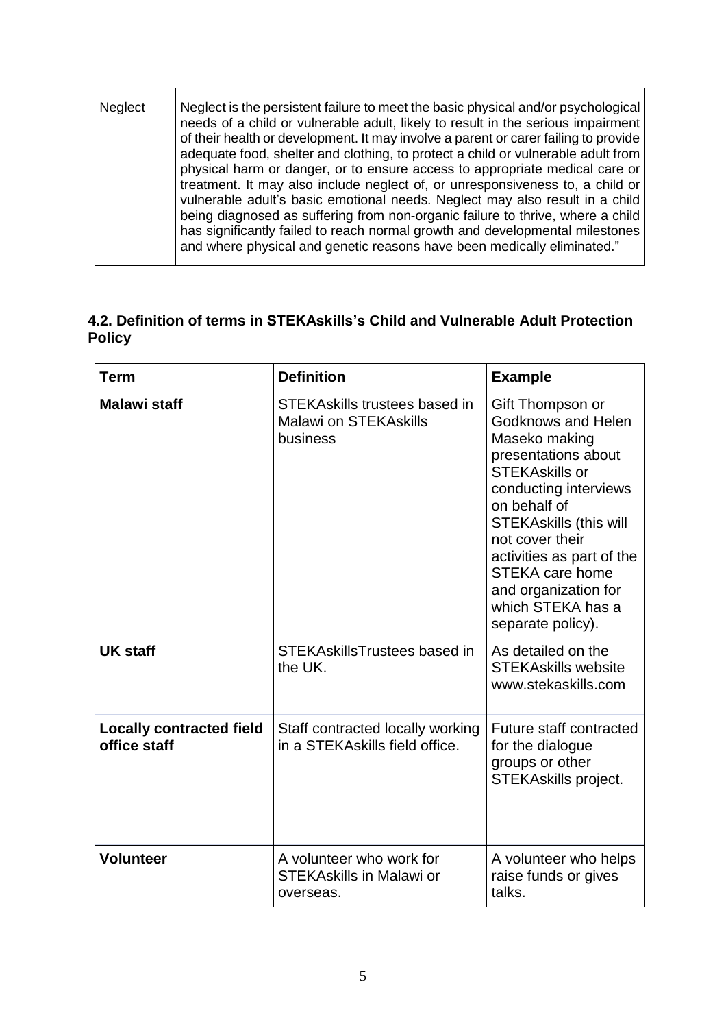| Neglect | Neglect is the persistent failure to meet the basic physical and/or psychological needs of a child or vulnerable adult, likely to result in the serious impairment of their health or development. It may involve a parent or carer failing to provide adequate food, shelter and clothing, to protect a child or vulnerable adult from physical harm or danger, or to ensure access to appropriate medical care or treatment. It may also include neglect of, or unresponsiveness to, a child or vulnerable adult's basic emotional needs. Neglect may also result in a child being diagnosed as suffering from non-organic failure to thrive, where a child has significantly failed to reach normal growth and developmental milestones and where physical and genetic reasons have been medically eliminated." |
|---|---|

### 4.2. Definition of terms in STEKAskills's Child and Vulnerable Adult Protection Policy

| Term | Definition | Example |
|---|---|---|
| **Malawi staff** | STEKAskills trustees based in Malawi on STEKAskills business | Gift Thompson or Godknows and Helen Maseko making presentations about STEKAskills or conducting interviews on behalf of STEKAskills (this will not cover their activities as part of the STEKA care home and organization for which STEKA has a separate policy). |
| **UK staff** | STEKAskillsTrustees based in the UK. | As detailed on the STEKAskills website www.stekaskills.com |
| **Locally contracted field office staff** | Staff contracted locally working in a STEKAskills field office. | Future staff contracted for the dialogue groups or other STEKAskills project. |
| **Volunteer** | A volunteer who work for STEKAskills in Malawi or overseas. | A volunteer who helps raise funds or gives talks. |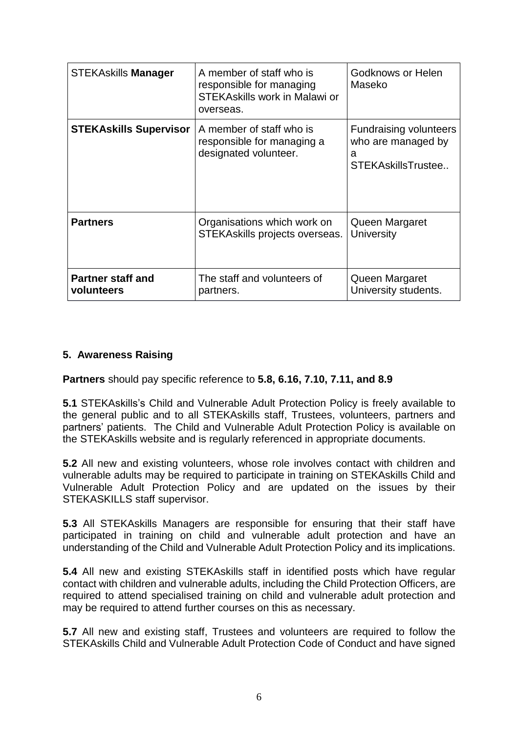| STEKAskills **Manager** | A member of staff who is responsible for managing STEKAskills work in Malawi or overseas. | Godknows or Helen Maseko |
|---|---|---|
| **STEKAskills Supervisor** | A member of staff who is responsible for managing a designated volunteer. | Fundraising volunteers who are managed by a STEKAskillsTrustee.. |
| **Partners** | Organisations which work on STEKAskills projects overseas. | Queen Margaret University |
| **Partner staff and volunteers** | The staff and volunteers of partners. | Queen Margaret University students. |

## 5. Awareness Raising

**Partners** should pay specific reference to **5.8, 6.16, 7.10, 7.11, and 8.9**

**5.1** STEKAskills's Child and Vulnerable Adult Protection Policy is freely available to the general public and to all STEKAskills staff, Trustees, volunteers, partners and partners' patients. The Child and Vulnerable Adult Protection Policy is available on the STEKAskills website and is regularly referenced in appropriate documents.

**5.2** All new and existing volunteers, whose role involves contact with children and vulnerable adults may be required to participate in training on STEKAskills Child and Vulnerable Adult Protection Policy and are updated on the issues by their STEKASKILLS staff supervisor.

**5.3** All STEKAskills Managers are responsible for ensuring that their staff have participated in training on child and vulnerable adult protection and have an understanding of the Child and Vulnerable Adult Protection Policy and its implications.

**5.4** All new and existing STEKAskills staff in identified posts which have regular contact with children and vulnerable adults, including the Child Protection Officers, are required to attend specialised training on child and vulnerable adult protection and may be required to attend further courses on this as necessary.

**5.7** All new and existing staff, Trustees and volunteers are required to follow the STEKAskills Child and Vulnerable Adult Protection Code of Conduct and have signed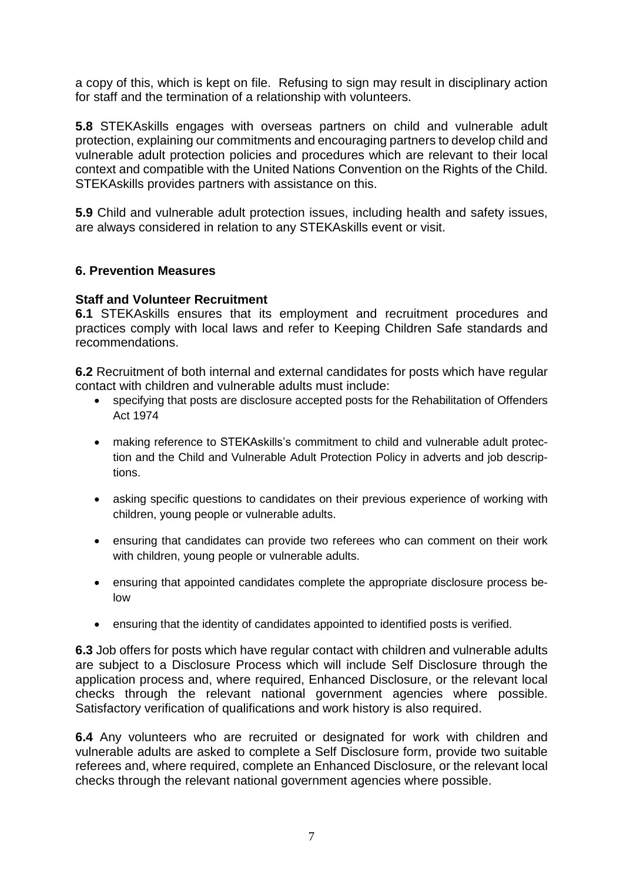a copy of this, which is kept on file. Refusing to sign may result in disciplinary action for staff and the termination of a relationship with volunteers.

**5.8** STEKAskills engages with overseas partners on child and vulnerable adult protection, explaining our commitments and encouraging partners to develop child and vulnerable adult protection policies and procedures which are relevant to their local context and compatible with the United Nations Convention on the Rights of the Child. STEKAskills provides partners with assistance on this.

**5.9** Child and vulnerable adult protection issues, including health and safety issues, are always considered in relation to any STEKAskills event or visit.

## 6. Prevention Measures

### Staff and Volunteer Recruitment

**6.1** STEKAskills ensures that its employment and recruitment procedures and practices comply with local laws and refer to Keeping Children Safe standards and recommendations.

**6.2** Recruitment of both internal and external candidates for posts which have regular contact with children and vulnerable adults must include:

- specifying that posts are disclosure accepted posts for the Rehabilitation of Offenders Act 1974
- making reference to STEKAskills's commitment to child and vulnerable adult protection and the Child and Vulnerable Adult Protection Policy in adverts and job descriptions.
- asking specific questions to candidates on their previous experience of working with children, young people or vulnerable adults.
- ensuring that candidates can provide two referees who can comment on their work with children, young people or vulnerable adults.
- ensuring that appointed candidates complete the appropriate disclosure process below
- ensuring that the identity of candidates appointed to identified posts is verified.

**6.3** Job offers for posts which have regular contact with children and vulnerable adults are subject to a Disclosure Process which will include Self Disclosure through the application process and, where required, Enhanced Disclosure, or the relevant local checks through the relevant national government agencies where possible. Satisfactory verification of qualifications and work history is also required.

**6.4** Any volunteers who are recruited or designated for work with children and vulnerable adults are asked to complete a Self Disclosure form, provide two suitable referees and, where required, complete an Enhanced Disclosure, or the relevant local checks through the relevant national government agencies where possible.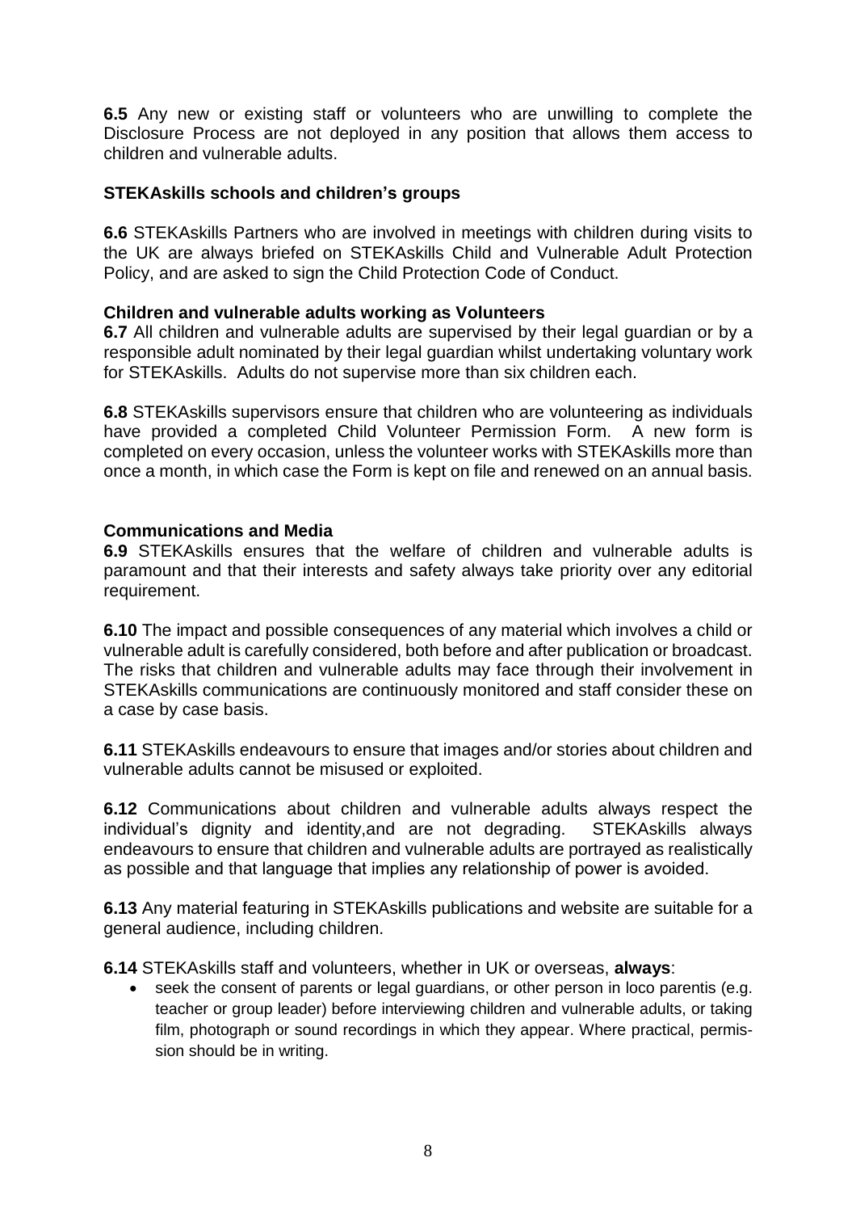**6.5** Any new or existing staff or volunteers who are unwilling to complete the Disclosure Process are not deployed in any position that allows them access to children and vulnerable adults.

**STEKAskills schools and children's groups**

**6.6** STEKAskills Partners who are involved in meetings with children during visits to the UK are always briefed on STEKAskills Child and Vulnerable Adult Protection Policy, and are asked to sign the Child Protection Code of Conduct.

**Children and vulnerable adults working as Volunteers**

**6.7** All children and vulnerable adults are supervised by their legal guardian or by a responsible adult nominated by their legal guardian whilst undertaking voluntary work for STEKAskills. Adults do not supervise more than six children each.

**6.8** STEKAskills supervisors ensure that children who are volunteering as individuals have provided a completed Child Volunteer Permission Form. A new form is completed on every occasion, unless the volunteer works with STEKAskills more than once a month, in which case the Form is kept on file and renewed on an annual basis.

**Communications and Media**

**6.9** STEKAskills ensures that the welfare of children and vulnerable adults is paramount and that their interests and safety always take priority over any editorial requirement.

**6.10** The impact and possible consequences of any material which involves a child or vulnerable adult is carefully considered, both before and after publication or broadcast. The risks that children and vulnerable adults may face through their involvement in STEKAskills communications are continuously monitored and staff consider these on a case by case basis.

**6.11** STEKAskills endeavours to ensure that images and/or stories about children and vulnerable adults cannot be misused or exploited.

**6.12** Communications about children and vulnerable adults always respect the individual's dignity and identity,and are not degrading. STEKAskills always endeavours to ensure that children and vulnerable adults are portrayed as realistically as possible and that language that implies any relationship of power is avoided.

**6.13** Any material featuring in STEKAskills publications and website are suitable for a general audience, including children.

**6.14** STEKAskills staff and volunteers, whether in UK or overseas, **always**:

- seek the consent of parents or legal guardians, or other person in loco parentis (e.g. teacher or group leader) before interviewing children and vulnerable adults, or taking film, photograph or sound recordings in which they appear. Where practical, permission should be in writing.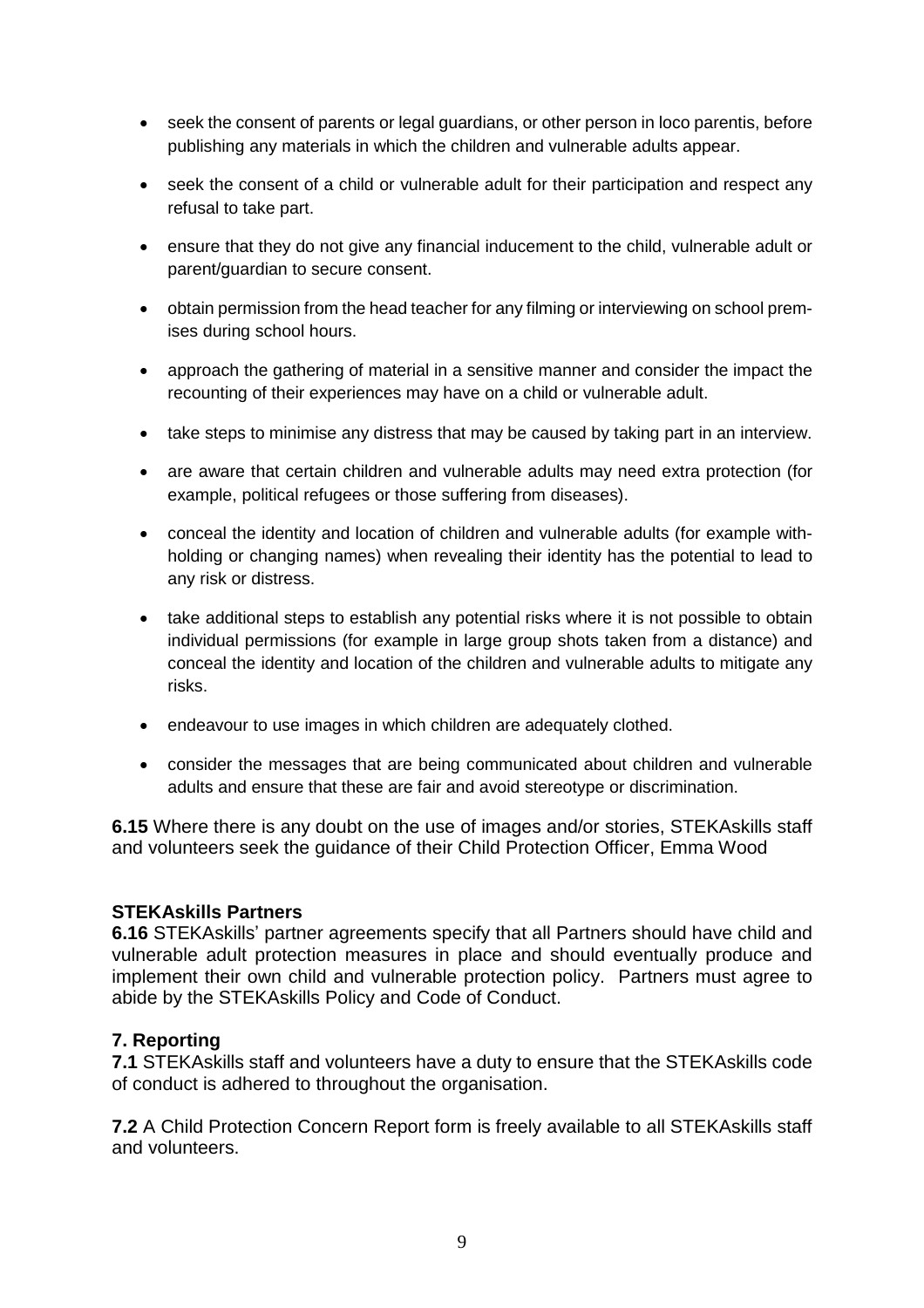- seek the consent of parents or legal guardians, or other person in loco parentis, before publishing any materials in which the children and vulnerable adults appear.
- seek the consent of a child or vulnerable adult for their participation and respect any refusal to take part.
- ensure that they do not give any financial inducement to the child, vulnerable adult or parent/guardian to secure consent.
- obtain permission from the head teacher for any filming or interviewing on school premises during school hours.
- approach the gathering of material in a sensitive manner and consider the impact the recounting of their experiences may have on a child or vulnerable adult.
- take steps to minimise any distress that may be caused by taking part in an interview.
- are aware that certain children and vulnerable adults may need extra protection (for example, political refugees or those suffering from diseases).
- conceal the identity and location of children and vulnerable adults (for example withholding or changing names) when revealing their identity has the potential to lead to any risk or distress.
- take additional steps to establish any potential risks where it is not possible to obtain individual permissions (for example in large group shots taken from a distance) and conceal the identity and location of the children and vulnerable adults to mitigate any risks.
- endeavour to use images in which children are adequately clothed.
- consider the messages that are being communicated about children and vulnerable adults and ensure that these are fair and avoid stereotype or discrimination.

**6.15** Where there is any doubt on the use of images and/or stories, STEKAskills staff and volunteers seek the guidance of their Child Protection Officer, Emma Wood

**STEKAskills Partners**

**6.16** STEKAskills' partner agreements specify that all Partners should have child and vulnerable adult protection measures in place and should eventually produce and implement their own child and vulnerable protection policy. Partners must agree to abide by the STEKAskills Policy and Code of Conduct.

## 7. Reporting

**7.1** STEKAskills staff and volunteers have a duty to ensure that the STEKAskills code of conduct is adhered to throughout the organisation.

**7.2** A Child Protection Concern Report form is freely available to all STEKAskills staff and volunteers.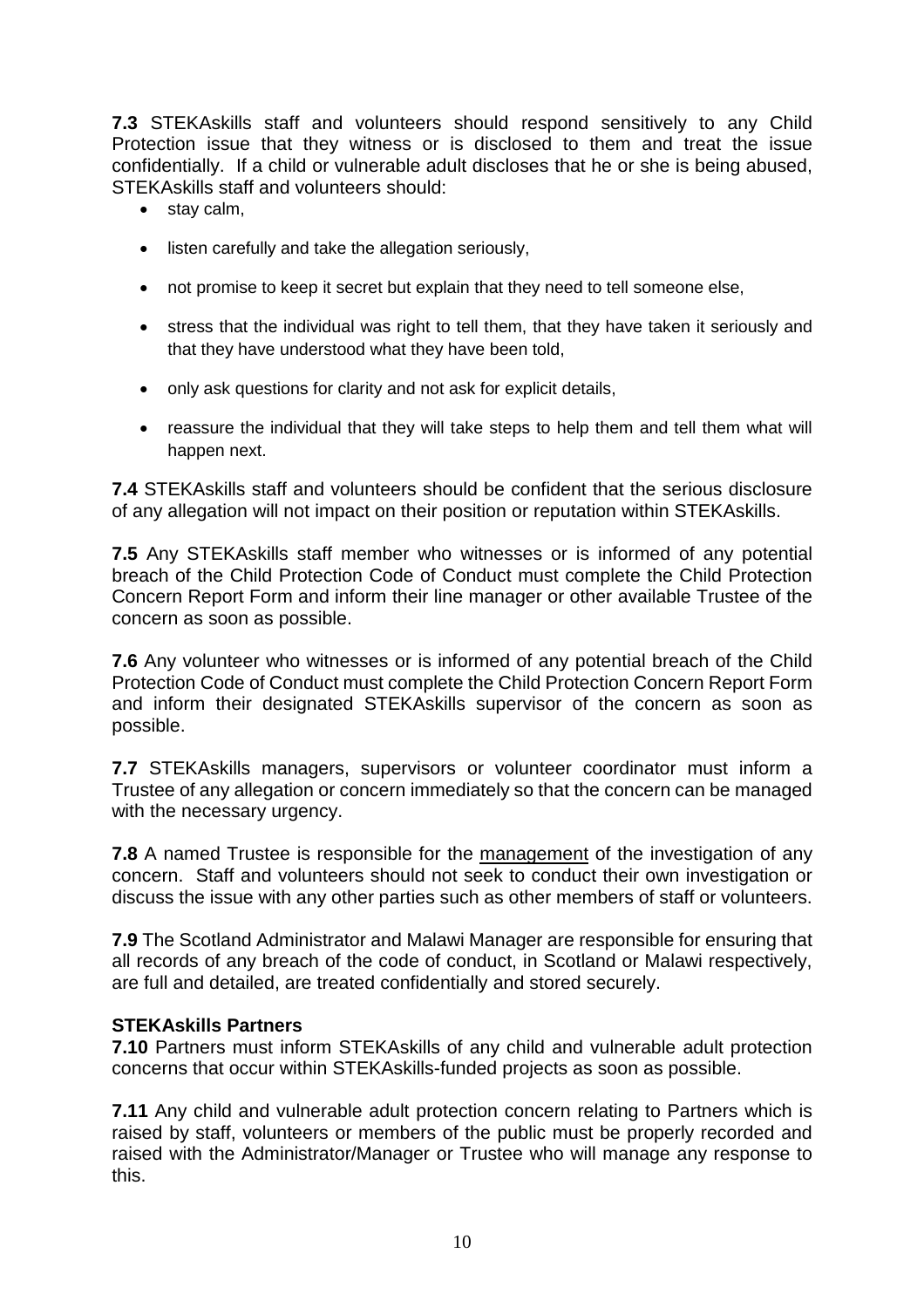**7.3** STEKAskills staff and volunteers should respond sensitively to any Child Protection issue that they witness or is disclosed to them and treat the issue confidentially. If a child or vulnerable adult discloses that he or she is being abused, STEKAskills staff and volunteers should:

- stay calm,
- listen carefully and take the allegation seriously,
- not promise to keep it secret but explain that they need to tell someone else,
- stress that the individual was right to tell them, that they have taken it seriously and that they have understood what they have been told,
- only ask questions for clarity and not ask for explicit details,
- reassure the individual that they will take steps to help them and tell them what will happen next.

**7.4** STEKAskills staff and volunteers should be confident that the serious disclosure of any allegation will not impact on their position or reputation within STEKAskills.

**7.5** Any STEKAskills staff member who witnesses or is informed of any potential breach of the Child Protection Code of Conduct must complete the Child Protection Concern Report Form and inform their line manager or other available Trustee of the concern as soon as possible.

**7.6** Any volunteer who witnesses or is informed of any potential breach of the Child Protection Code of Conduct must complete the Child Protection Concern Report Form and inform their designated STEKAskills supervisor of the concern as soon as possible.

**7.7** STEKAskills managers, supervisors or volunteer coordinator must inform a Trustee of any allegation or concern immediately so that the concern can be managed with the necessary urgency.

**7.8** A named Trustee is responsible for the <u>management</u> of the investigation of any concern. Staff and volunteers should not seek to conduct their own investigation or discuss the issue with any other parties such as other members of staff or volunteers.

**7.9** The Scotland Administrator and Malawi Manager are responsible for ensuring that all records of any breach of the code of conduct, in Scotland or Malawi respectively, are full and detailed, are treated confidentially and stored securely.

**STEKAskills Partners**

**7.10** Partners must inform STEKAskills of any child and vulnerable adult protection concerns that occur within STEKAskills-funded projects as soon as possible.

**7.11** Any child and vulnerable adult protection concern relating to Partners which is raised by staff, volunteers or members of the public must be properly recorded and raised with the Administrator/Manager or Trustee who will manage any response to this.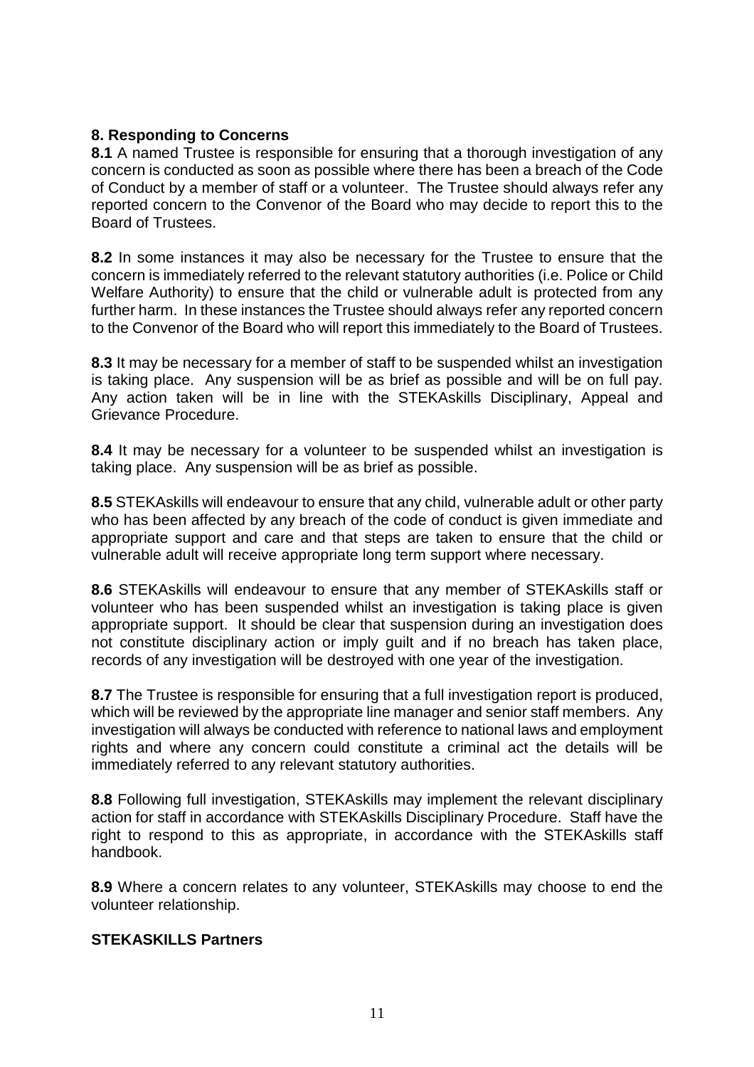## 8. Responding to Concerns

**8.1** A named Trustee is responsible for ensuring that a thorough investigation of any concern is conducted as soon as possible where there has been a breach of the Code of Conduct by a member of staff or a volunteer. The Trustee should always refer any reported concern to the Convenor of the Board who may decide to report this to the Board of Trustees.

**8.2** In some instances it may also be necessary for the Trustee to ensure that the concern is immediately referred to the relevant statutory authorities (i.e. Police or Child Welfare Authority) to ensure that the child or vulnerable adult is protected from any further harm. In these instances the Trustee should always refer any reported concern to the Convenor of the Board who will report this immediately to the Board of Trustees.

**8.3** It may be necessary for a member of staff to be suspended whilst an investigation is taking place. Any suspension will be as brief as possible and will be on full pay. Any action taken will be in line with the STEKAskills Disciplinary, Appeal and Grievance Procedure.

**8.4** It may be necessary for a volunteer to be suspended whilst an investigation is taking place. Any suspension will be as brief as possible.

**8.5** STEKAskills will endeavour to ensure that any child, vulnerable adult or other party who has been affected by any breach of the code of conduct is given immediate and appropriate support and care and that steps are taken to ensure that the child or vulnerable adult will receive appropriate long term support where necessary.

**8.6** STEKAskills will endeavour to ensure that any member of STEKAskills staff or volunteer who has been suspended whilst an investigation is taking place is given appropriate support. It should be clear that suspension during an investigation does not constitute disciplinary action or imply guilt and if no breach has taken place, records of any investigation will be destroyed with one year of the investigation.

**8.7** The Trustee is responsible for ensuring that a full investigation report is produced, which will be reviewed by the appropriate line manager and senior staff members. Any investigation will always be conducted with reference to national laws and employment rights and where any concern could constitute a criminal act the details will be immediately referred to any relevant statutory authorities.

**8.8** Following full investigation, STEKAskills may implement the relevant disciplinary action for staff in accordance with STEKAskills Disciplinary Procedure. Staff have the right to respond to this as appropriate, in accordance with the STEKAskills staff handbook.

**8.9** Where a concern relates to any volunteer, STEKAskills may choose to end the volunteer relationship.

**STEKASKILLS Partners**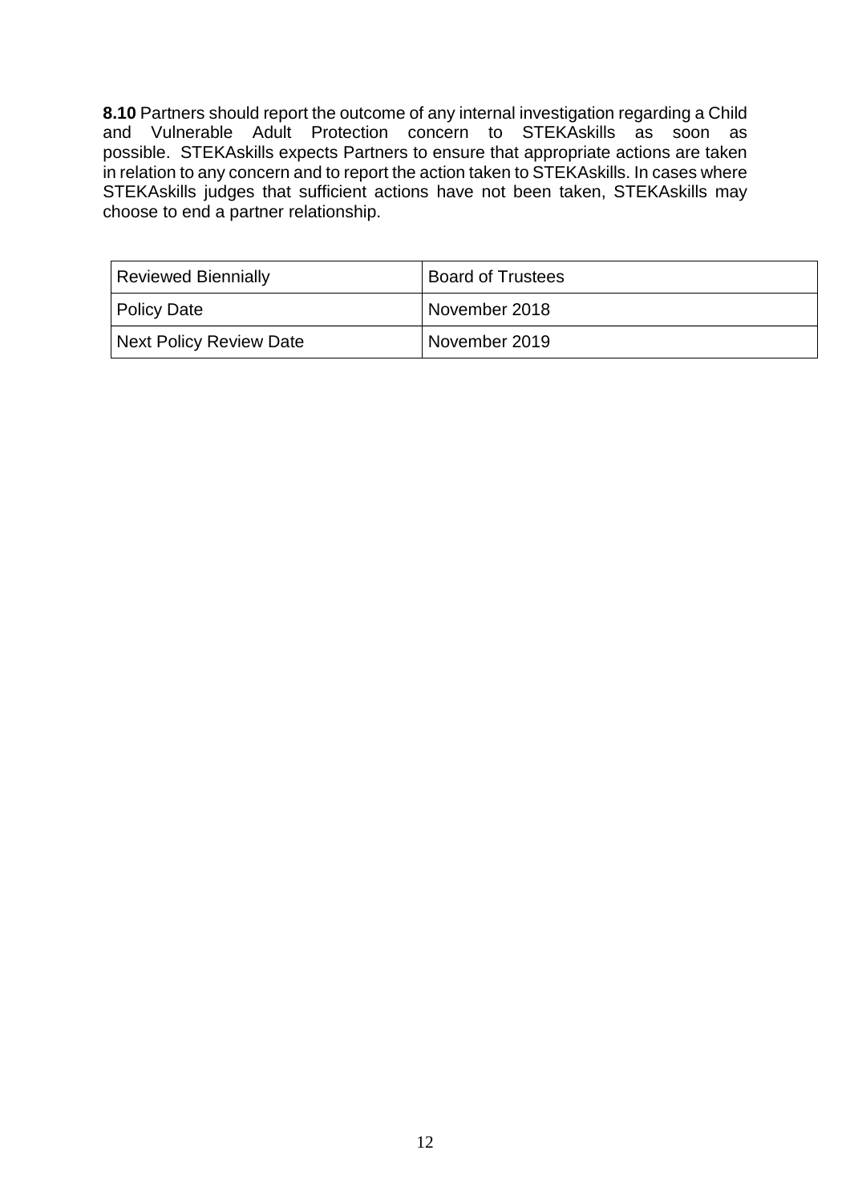**8.10** Partners should report the outcome of any internal investigation regarding a Child and Vulnerable Adult Protection concern to STEKAskills as soon as possible. STEKAskills expects Partners to ensure that appropriate actions are taken in relation to any concern and to report the action taken to STEKAskills. In cases where STEKAskills judges that sufficient actions have not been taken, STEKAskills may choose to end a partner relationship.

| | |
|---|---|
| Reviewed Biennially | Board of Trustees |
| Policy Date | November 2018 |
| Next Policy Review Date | November 2019 |